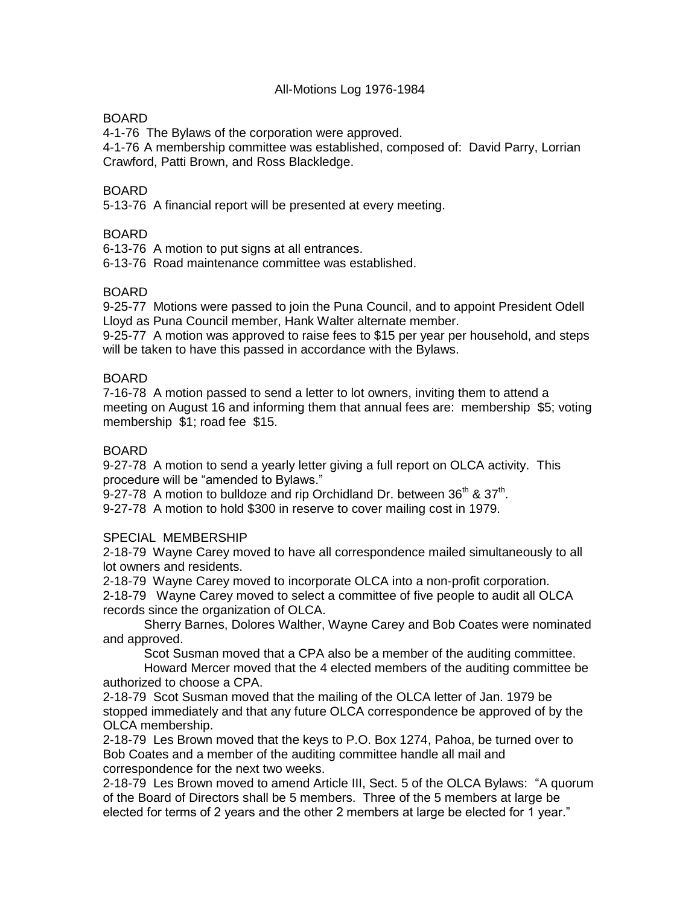# All-Motions Log 1976-1984

BOARD

4-1-76 The Bylaws of the corporation were approved.

4-1-76 A membership committee was established, composed of: David Parry, Lorrian Crawford, Patti Brown, and Ross Blackledge.

BOARD

5-13-76 A financial report will be presented at every meeting.

BOARD

6-13-76 A motion to put signs at all entrances.

6-13-76 Road maintenance committee was established.

BOARD

9-25-77 Motions were passed to join the Puna Council, and to appoint President Odell Lloyd as Puna Council member, Hank Walter alternate member.

9-25-77 A motion was approved to raise fees to $15 per year per household, and steps will be taken to have this passed in accordance with the Bylaws.

BOARD

7-16-78 A motion passed to send a letter to lot owners, inviting them to attend a meeting on August 16 and informing them that annual fees are: membership $5; voting membership $1; road fee $15.

BOARD

9-27-78 A motion to send a yearly letter giving a full report on OLCA activity. This procedure will be "amended to Bylaws."

9-27-78 A motion to bulldoze and rip Orchidland Dr. between 36th & 37th.

9-27-78 A motion to hold $300 in reserve to cover mailing cost in 1979.

SPECIAL MEMBERSHIP

2-18-79 Wayne Carey moved to have all correspondence mailed simultaneously to all lot owners and residents.

2-18-79 Wayne Carey moved to incorporate OLCA into a non-profit corporation.

2-18-79 Wayne Carey moved to select a committee of five people to audit all OLCA records since the organization of OLCA.

Sherry Barnes, Dolores Walther, Wayne Carey and Bob Coates were nominated and approved.

Scot Susman moved that a CPA also be a member of the auditing committee.

Howard Mercer moved that the 4 elected members of the auditing committee be authorized to choose a CPA.

2-18-79 Scot Susman moved that the mailing of the OLCA letter of Jan. 1979 be stopped immediately and that any future OLCA correspondence be approved of by the OLCA membership.

2-18-79 Les Brown moved that the keys to P.O. Box 1274, Pahoa, be turned over to Bob Coates and a member of the auditing committee handle all mail and correspondence for the next two weeks.

2-18-79 Les Brown moved to amend Article III, Sect. 5 of the OLCA Bylaws: "A quorum of the Board of Directors shall be 5 members. Three of the 5 members at large be elected for terms of 2 years and the other 2 members at large be elected for 1 year."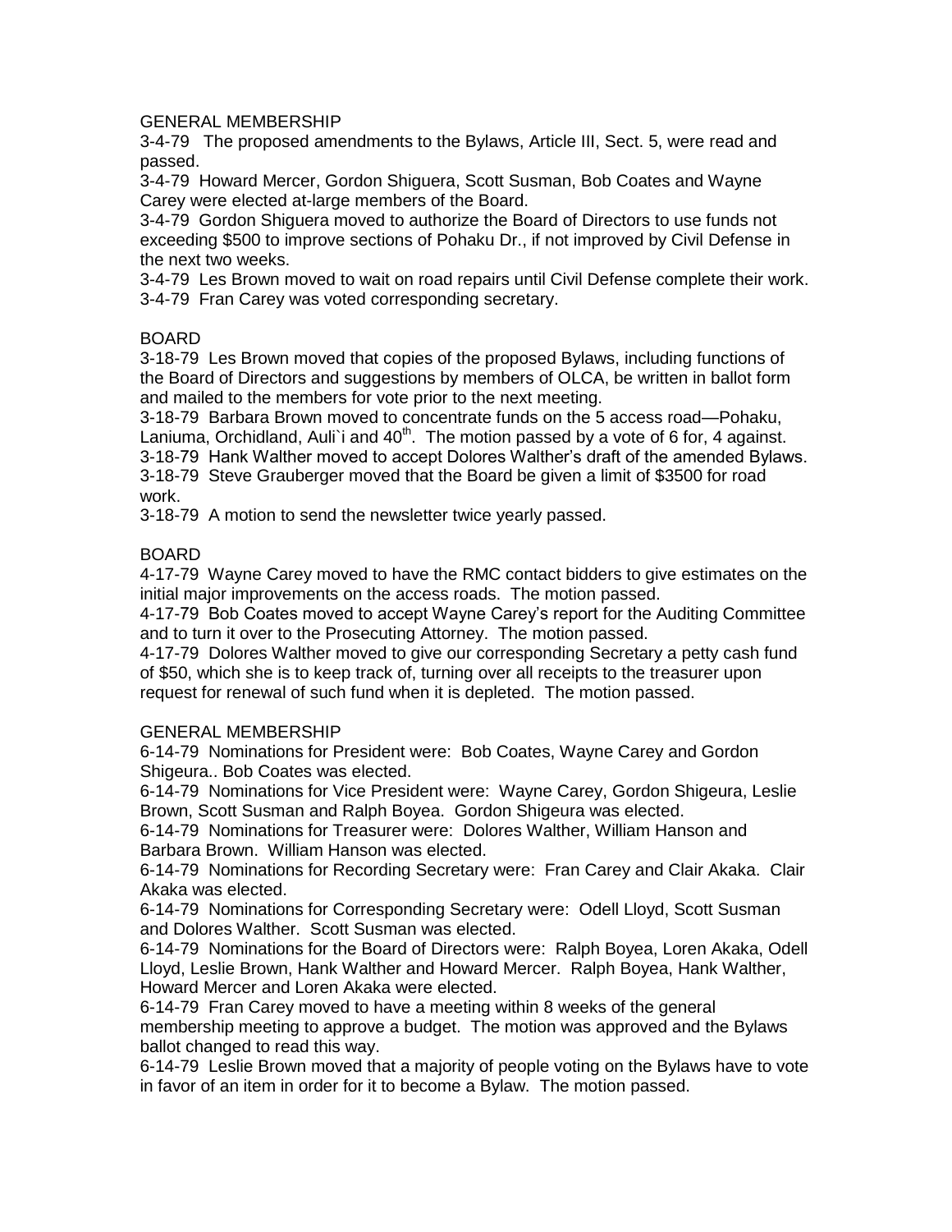GENERAL MEMBERSHIP

3-4-79 The proposed amendments to the Bylaws, Article III, Sect. 5, were read and passed.

3-4-79 Howard Mercer, Gordon Shiguera, Scott Susman, Bob Coates and Wayne Carey were elected at-large members of the Board.

3-4-79 Gordon Shiguera moved to authorize the Board of Directors to use funds not exceeding $500 to improve sections of Pohaku Dr., if not improved by Civil Defense in the next two weeks.

3-4-79 Les Brown moved to wait on road repairs until Civil Defense complete their work.

3-4-79 Fran Carey was voted corresponding secretary.

BOARD

3-18-79 Les Brown moved that copies of the proposed Bylaws, including functions of the Board of Directors and suggestions by members of OLCA, be written in ballot form and mailed to the members for vote prior to the next meeting.

3-18-79 Barbara Brown moved to concentrate funds on the 5 access road—Pohaku, Laniuma, Orchidland, Auli`i and 40th. The motion passed by a vote of 6 for, 4 against.

3-18-79 Hank Walther moved to accept Dolores Walther's draft of the amended Bylaws.

3-18-79 Steve Grauberger moved that the Board be given a limit of $3500 for road work.

3-18-79 A motion to send the newsletter twice yearly passed.

BOARD

4-17-79 Wayne Carey moved to have the RMC contact bidders to give estimates on the initial major improvements on the access roads. The motion passed.

4-17-79 Bob Coates moved to accept Wayne Carey's report for the Auditing Committee and to turn it over to the Prosecuting Attorney. The motion passed.

4-17-79 Dolores Walther moved to give our corresponding Secretary a petty cash fund of $50, which she is to keep track of, turning over all receipts to the treasurer upon request for renewal of such fund when it is depleted. The motion passed.

GENERAL MEMBERSHIP

6-14-79 Nominations for President were: Bob Coates, Wayne Carey and Gordon Shigeura.. Bob Coates was elected.

6-14-79 Nominations for Vice President were: Wayne Carey, Gordon Shigeura, Leslie Brown, Scott Susman and Ralph Boyea. Gordon Shigeura was elected.

6-14-79 Nominations for Treasurer were: Dolores Walther, William Hanson and Barbara Brown. William Hanson was elected.

6-14-79 Nominations for Recording Secretary were: Fran Carey and Clair Akaka. Clair Akaka was elected.

6-14-79 Nominations for Corresponding Secretary were: Odell Lloyd, Scott Susman and Dolores Walther. Scott Susman was elected.

6-14-79 Nominations for the Board of Directors were: Ralph Boyea, Loren Akaka, Odell Lloyd, Leslie Brown, Hank Walther and Howard Mercer. Ralph Boyea, Hank Walther, Howard Mercer and Loren Akaka were elected.

6-14-79 Fran Carey moved to have a meeting within 8 weeks of the general membership meeting to approve a budget. The motion was approved and the Bylaws ballot changed to read this way.

6-14-79 Leslie Brown moved that a majority of people voting on the Bylaws have to vote in favor of an item in order for it to become a Bylaw. The motion passed.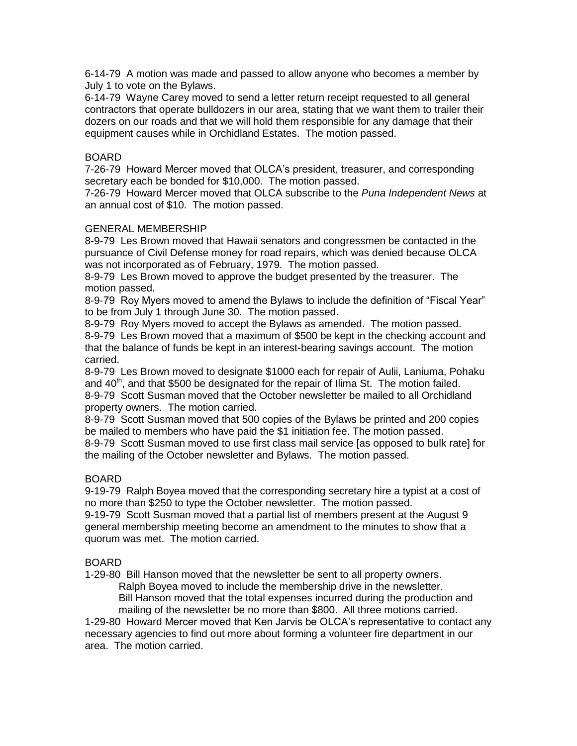6-14-79 A motion was made and passed to allow anyone who becomes a member by July 1 to vote on the Bylaws.
6-14-79 Wayne Carey moved to send a letter return receipt requested to all general contractors that operate bulldozers in our area, stating that we want them to trailer their dozers on our roads and that we will hold them responsible for any damage that their equipment causes while in Orchidland Estates. The motion passed.

BOARD
7-26-79 Howard Mercer moved that OLCA's president, treasurer, and corresponding secretary each be bonded for $10,000. The motion passed.
7-26-79 Howard Mercer moved that OLCA subscribe to the *Puna Independent News* at an annual cost of $10. The motion passed.

GENERAL MEMBERSHIP
8-9-79 Les Brown moved that Hawaii senators and congressmen be contacted in the pursuance of Civil Defense money for road repairs, which was denied because OLCA was not incorporated as of February, 1979. The motion passed.
8-9-79 Les Brown moved to approve the budget presented by the treasurer. The motion passed.
8-9-79 Roy Myers moved to amend the Bylaws to include the definition of "Fiscal Year" to be from July 1 through June 30. The motion passed.
8-9-79 Roy Myers moved to accept the Bylaws as amended. The motion passed.
8-9-79 Les Brown moved that a maximum of $500 be kept in the checking account and that the balance of funds be kept in an interest-bearing savings account. The motion carried.
8-9-79 Les Brown moved to designate $1000 each for repair of Aulii, Laniuma, Pohaku and 40th, and that $500 be designated for the repair of Ilima St. The motion failed.
8-9-79 Scott Susman moved that the October newsletter be mailed to all Orchidland property owners. The motion carried.
8-9-79 Scott Susman moved that 500 copies of the Bylaws be printed and 200 copies be mailed to members who have paid the $1 initiation fee. The motion passed.
8-9-79 Scott Susman moved to use first class mail service [as opposed to bulk rate] for the mailing of the October newsletter and Bylaws. The motion passed.

BOARD
9-19-79 Ralph Boyea moved that the corresponding secretary hire a typist at a cost of no more than $250 to type the October newsletter. The motion passed.
9-19-79 Scott Susman moved that a partial list of members present at the August 9 general membership meeting become an amendment to the minutes to show that a quorum was met. The motion carried.

BOARD
1-29-80 Bill Hanson moved that the newsletter be sent to all property owners.
Ralph Boyea moved to include the membership drive in the newsletter.
Bill Hanson moved that the total expenses incurred during the production and mailing of the newsletter be no more than $800. All three motions carried.
1-29-80 Howard Mercer moved that Ken Jarvis be OLCA's representative to contact any necessary agencies to find out more about forming a volunteer fire department in our area. The motion carried.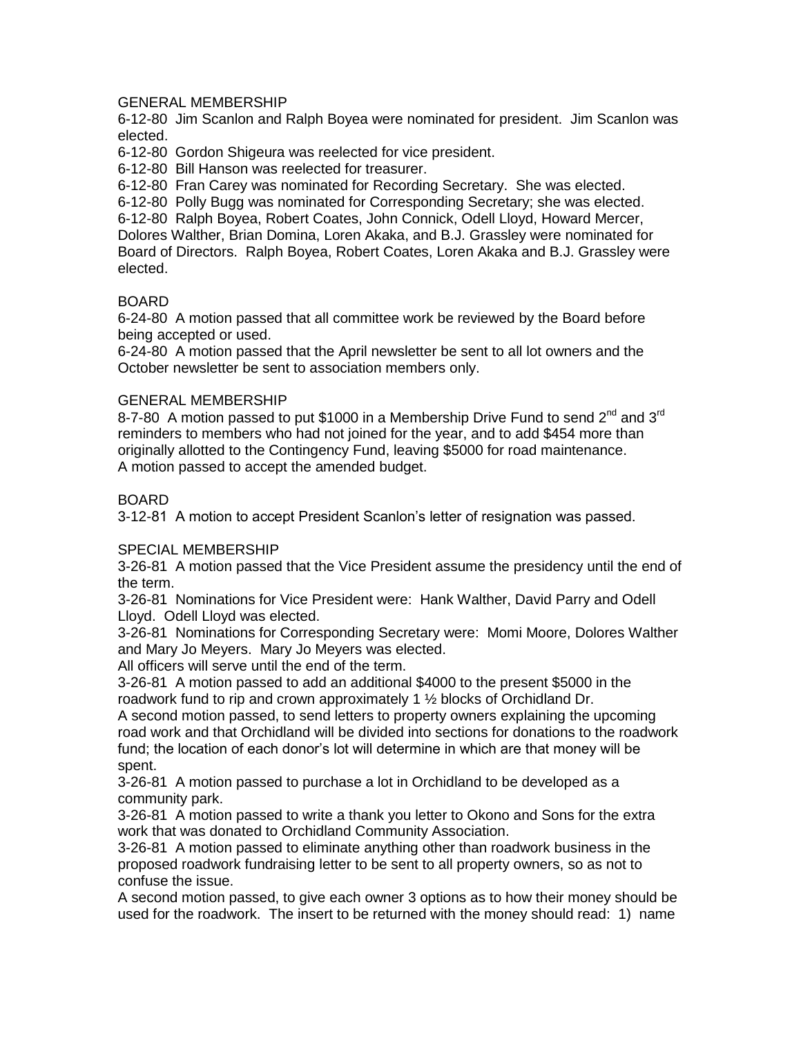## GENERAL MEMBERSHIP

6-12-80  Jim Scanlon and Ralph Boyea were nominated for president.  Jim Scanlon was elected.

6-12-80  Gordon Shigeura was reelected for vice president.

6-12-80  Bill Hanson was reelected for treasurer.

6-12-80  Fran Carey was nominated for Recording Secretary.  She was elected.

6-12-80  Polly Bugg was nominated for Corresponding Secretary; she was elected.

6-12-80  Ralph Boyea, Robert Coates, John Connick, Odell Lloyd, Howard Mercer, Dolores Walther, Brian Domina, Loren Akaka, and B.J. Grassley were nominated for Board of Directors.  Ralph Boyea, Robert Coates, Loren Akaka and B.J. Grassley were elected.

## BOARD

6-24-80  A motion passed that all committee work be reviewed by the Board before being accepted or used.

6-24-80  A motion passed that the April newsletter be sent to all lot owners and the October newsletter be sent to association members only.

## GENERAL MEMBERSHIP

8-7-80  A motion passed to put $1000 in a Membership Drive Fund to send 2nd and 3rd reminders to members who had not joined for the year, and to add $454 more than originally allotted to the Contingency Fund, leaving $5000 for road maintenance.
A motion passed to accept the amended budget.

## BOARD

3-12-81  A motion to accept President Scanlon's letter of resignation was passed.

## SPECIAL MEMBERSHIP

3-26-81  A motion passed that the Vice President assume the presidency until the end of the term.

3-26-81  Nominations for Vice President were:  Hank Walther, David Parry and Odell Lloyd.  Odell Lloyd was elected.

3-26-81  Nominations for Corresponding Secretary were:  Momi Moore, Dolores Walther and Mary Jo Meyers.  Mary Jo Meyers was elected.

All officers will serve until the end of the term.

3-26-81  A motion passed to add an additional $4000 to the present $5000 in the roadwork fund to rip and crown approximately 1 ½ blocks of Orchidland Dr.
A second motion passed, to send letters to property owners explaining the upcoming road work and that Orchidland will be divided into sections for donations to the roadwork fund; the location of each donor's lot will determine in which are that money will be spent.

3-26-81  A motion passed to purchase a lot in Orchidland to be developed as a community park.

3-26-81  A motion passed to write a thank you letter to Okono and Sons for the extra work that was donated to Orchidland Community Association.

3-26-81  A motion passed to eliminate anything other than roadwork business in the proposed roadwork fundraising letter to be sent to all property owners, so as not to confuse the issue.
A second motion passed, to give each owner 3 options as to how their money should be used for the roadwork.  The insert to be returned with the money should read:  1)  name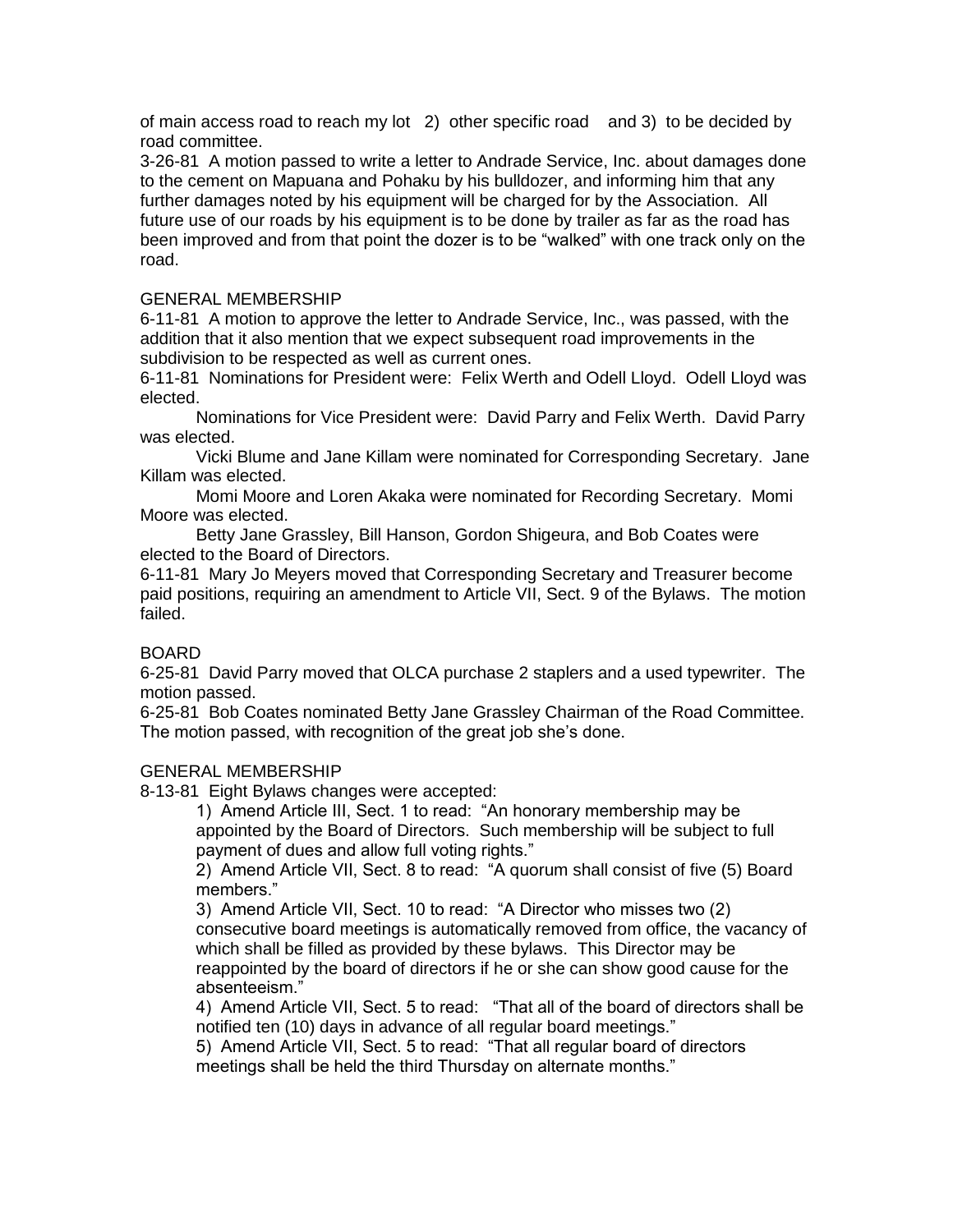of main access road to reach my lot 2) other specific road and 3) to be decided by road committee.

3-26-81 A motion passed to write a letter to Andrade Service, Inc. about damages done to the cement on Mapuana and Pohaku by his bulldozer, and informing him that any further damages noted by his equipment will be charged for by the Association. All future use of our roads by his equipment is to be done by trailer as far as the road has been improved and from that point the dozer is to be "walked" with one track only on the road.

GENERAL MEMBERSHIP

6-11-81 A motion to approve the letter to Andrade Service, Inc., was passed, with the addition that it also mention that we expect subsequent road improvements in the subdivision to be respected as well as current ones.

6-11-81 Nominations for President were: Felix Werth and Odell Lloyd. Odell Lloyd was elected.

Nominations for Vice President were: David Parry and Felix Werth. David Parry was elected.

Vicki Blume and Jane Killam were nominated for Corresponding Secretary. Jane Killam was elected.

Momi Moore and Loren Akaka were nominated for Recording Secretary. Momi Moore was elected.

Betty Jane Grassley, Bill Hanson, Gordon Shigeura, and Bob Coates were elected to the Board of Directors.

6-11-81 Mary Jo Meyers moved that Corresponding Secretary and Treasurer become paid positions, requiring an amendment to Article VII, Sect. 9 of the Bylaws. The motion failed.

BOARD

6-25-81 David Parry moved that OLCA purchase 2 staplers and a used typewriter. The motion passed.

6-25-81 Bob Coates nominated Betty Jane Grassley Chairman of the Road Committee. The motion passed, with recognition of the great job she's done.

GENERAL MEMBERSHIP

8-13-81 Eight Bylaws changes were accepted:

1) Amend Article III, Sect. 1 to read: "An honorary membership may be appointed by the Board of Directors. Such membership will be subject to full payment of dues and allow full voting rights."

2) Amend Article VII, Sect. 8 to read: "A quorum shall consist of five (5) Board members."

3) Amend Article VII, Sect. 10 to read: "A Director who misses two (2) consecutive board meetings is automatically removed from office, the vacancy of which shall be filled as provided by these bylaws. This Director may be reappointed by the board of directors if he or she can show good cause for the absenteeism."

4) Amend Article VII, Sect. 5 to read: "That all of the board of directors shall be notified ten (10) days in advance of all regular board meetings."

5) Amend Article VII, Sect. 5 to read: "That all regular board of directors meetings shall be held the third Thursday on alternate months."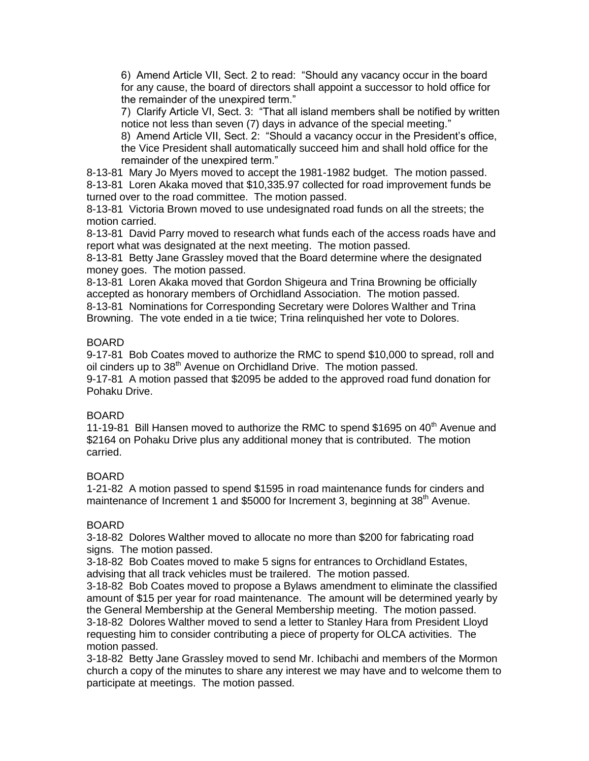6) Amend Article VII, Sect. 2 to read: "Should any vacancy occur in the board for any cause, the board of directors shall appoint a successor to hold office for the remainder of the unexpired term."

7) Clarify Article VI, Sect. 3: "That all island members shall be notified by written notice not less than seven (7) days in advance of the special meeting."

8) Amend Article VII, Sect. 2: "Should a vacancy occur in the President's office, the Vice President shall automatically succeed him and shall hold office for the remainder of the unexpired term."

8-13-81 Mary Jo Myers moved to accept the 1981-1982 budget. The motion passed.
8-13-81 Loren Akaka moved that $10,335.97 collected for road improvement funds be turned over to the road committee. The motion passed.
8-13-81 Victoria Brown moved to use undesignated road funds on all the streets; the motion carried.
8-13-81 David Parry moved to research what funds each of the access roads have and report what was designated at the next meeting. The motion passed.
8-13-81 Betty Jane Grassley moved that the Board determine where the designated money goes. The motion passed.
8-13-81 Loren Akaka moved that Gordon Shigeura and Trina Browning be officially accepted as honorary members of Orchidland Association. The motion passed.
8-13-81 Nominations for Corresponding Secretary were Dolores Walther and Trina Browning. The vote ended in a tie twice; Trina relinquished her vote to Dolores.

BOARD

9-17-81 Bob Coates moved to authorize the RMC to spend $10,000 to spread, roll and oil cinders up to 38th Avenue on Orchidland Drive. The motion passed.
9-17-81 A motion passed that $2095 be added to the approved road fund donation for Pohaku Drive.

BOARD

11-19-81 Bill Hansen moved to authorize the RMC to spend $1695 on 40th Avenue and $2164 on Pohaku Drive plus any additional money that is contributed. The motion carried.

BOARD

1-21-82 A motion passed to spend $1595 in road maintenance funds for cinders and maintenance of Increment 1 and $5000 for Increment 3, beginning at 38th Avenue.

BOARD

3-18-82 Dolores Walther moved to allocate no more than $200 for fabricating road signs. The motion passed.
3-18-82 Bob Coates moved to make 5 signs for entrances to Orchidland Estates, advising that all track vehicles must be trailered. The motion passed.
3-18-82 Bob Coates moved to propose a Bylaws amendment to eliminate the classified amount of $15 per year for road maintenance. The amount will be determined yearly by the General Membership at the General Membership meeting. The motion passed.
3-18-82 Dolores Walther moved to send a letter to Stanley Hara from President Lloyd requesting him to consider contributing a piece of property for OLCA activities. The motion passed.
3-18-82 Betty Jane Grassley moved to send Mr. Ichibachi and members of the Mormon church a copy of the minutes to share any interest we may have and to welcome them to participate at meetings. The motion passed.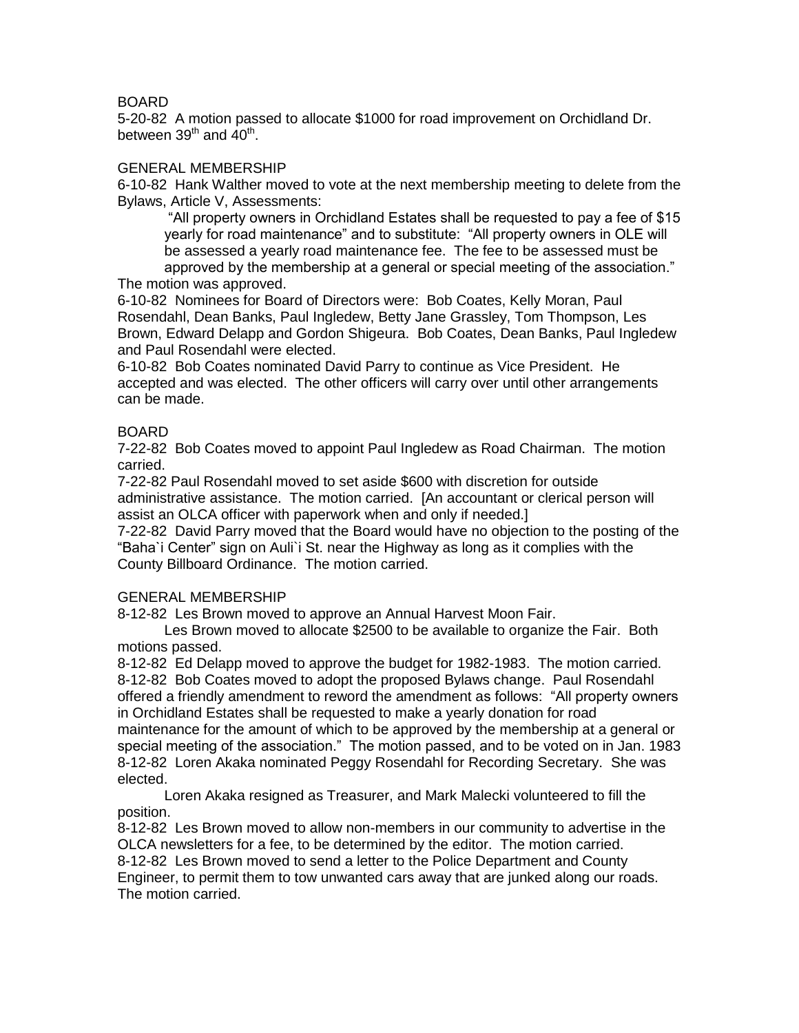BOARD

5-20-82 A motion passed to allocate $1000 for road improvement on Orchidland Dr. between 39th and 40th.

GENERAL MEMBERSHIP

6-10-82 Hank Walther moved to vote at the next membership meeting to delete from the Bylaws, Article V, Assessments:

> "All property owners in Orchidland Estates shall be requested to pay a fee of $15 yearly for road maintenance" and to substitute: "All property owners in OLE will be assessed a yearly road maintenance fee. The fee to be assessed must be approved by the membership at a general or special meeting of the association."

The motion was approved.

6-10-82 Nominees for Board of Directors were: Bob Coates, Kelly Moran, Paul Rosendahl, Dean Banks, Paul Ingledew, Betty Jane Grassley, Tom Thompson, Les Brown, Edward Delapp and Gordon Shigeura. Bob Coates, Dean Banks, Paul Ingledew and Paul Rosendahl were elected.

6-10-82 Bob Coates nominated David Parry to continue as Vice President. He accepted and was elected. The other officers will carry over until other arrangements can be made.

BOARD

7-22-82 Bob Coates moved to appoint Paul Ingledew as Road Chairman. The motion carried.

7-22-82 Paul Rosendahl moved to set aside $600 with discretion for outside administrative assistance. The motion carried. [An accountant or clerical person will assist an OLCA officer with paperwork when and only if needed.]

7-22-82 David Parry moved that the Board would have no objection to the posting of the "Baha`i Center" sign on Auli`i St. near the Highway as long as it complies with the County Billboard Ordinance. The motion carried.

GENERAL MEMBERSHIP

8-12-82 Les Brown moved to approve an Annual Harvest Moon Fair.

Les Brown moved to allocate $2500 to be available to organize the Fair. Both motions passed.

8-12-82 Ed Delapp moved to approve the budget for 1982-1983. The motion carried.

8-12-82 Bob Coates moved to adopt the proposed Bylaws change. Paul Rosendahl offered a friendly amendment to reword the amendment as follows: "All property owners in Orchidland Estates shall be requested to make a yearly donation for road maintenance for the amount of which to be approved by the membership at a general or special meeting of the association." The motion passed, and to be voted on in Jan. 1983

8-12-82 Loren Akaka nominated Peggy Rosendahl for Recording Secretary. She was elected.

Loren Akaka resigned as Treasurer, and Mark Malecki volunteered to fill the position.

8-12-82 Les Brown moved to allow non-members in our community to advertise in the OLCA newsletters for a fee, to be determined by the editor. The motion carried.

8-12-82 Les Brown moved to send a letter to the Police Department and County Engineer, to permit them to tow unwanted cars away that are junked along our roads. The motion carried.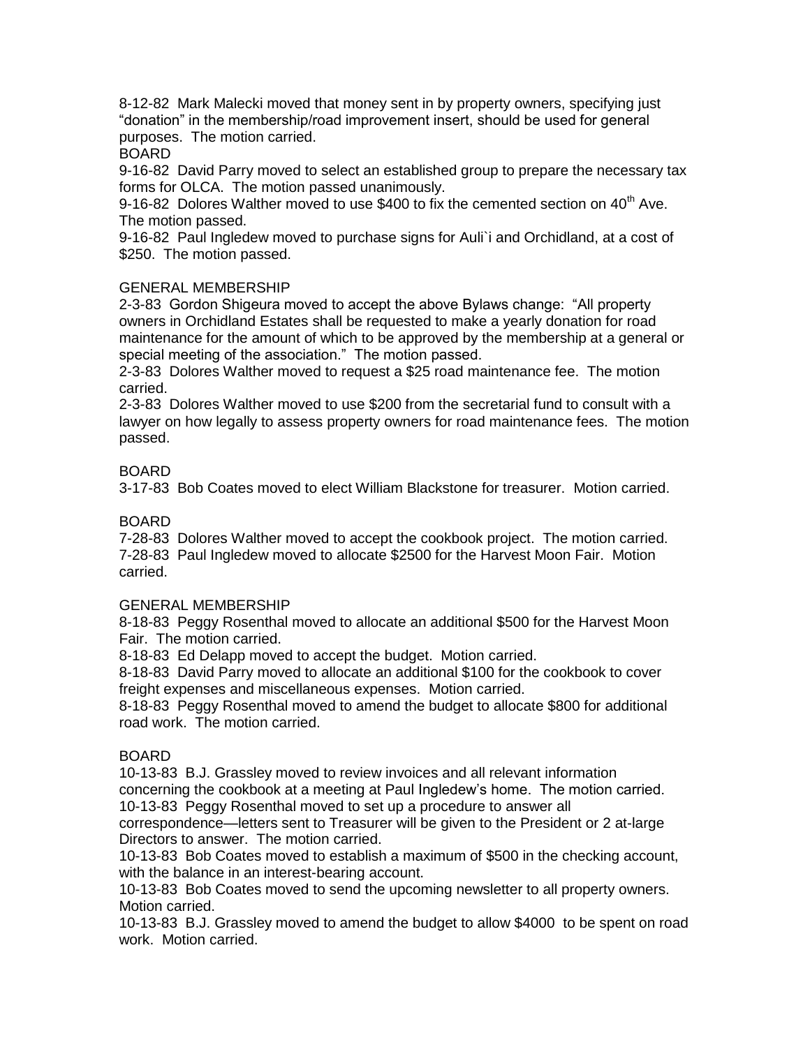8-12-82 Mark Malecki moved that money sent in by property owners, specifying just "donation" in the membership/road improvement insert, should be used for general purposes. The motion carried.

BOARD

9-16-82 David Parry moved to select an established group to prepare the necessary tax forms for OLCA. The motion passed unanimously.

9-16-82 Dolores Walther moved to use $400 to fix the cemented section on 40th Ave. The motion passed.

9-16-82 Paul Ingledew moved to purchase signs for Auli`i and Orchidland, at a cost of $250. The motion passed.

GENERAL MEMBERSHIP

2-3-83 Gordon Shigeura moved to accept the above Bylaws change: "All property owners in Orchidland Estates shall be requested to make a yearly donation for road maintenance for the amount of which to be approved by the membership at a general or special meeting of the association." The motion passed.

2-3-83 Dolores Walther moved to request a $25 road maintenance fee. The motion carried.

2-3-83 Dolores Walther moved to use $200 from the secretarial fund to consult with a lawyer on how legally to assess property owners for road maintenance fees. The motion passed.

BOARD

3-17-83 Bob Coates moved to elect William Blackstone for treasurer. Motion carried.

BOARD

7-28-83 Dolores Walther moved to accept the cookbook project. The motion carried.

7-28-83 Paul Ingledew moved to allocate $2500 for the Harvest Moon Fair. Motion carried.

GENERAL MEMBERSHIP

8-18-83 Peggy Rosenthal moved to allocate an additional $500 for the Harvest Moon Fair. The motion carried.

8-18-83 Ed Delapp moved to accept the budget. Motion carried.

8-18-83 David Parry moved to allocate an additional $100 for the cookbook to cover freight expenses and miscellaneous expenses. Motion carried.

8-18-83 Peggy Rosenthal moved to amend the budget to allocate $800 for additional road work. The motion carried.

BOARD

10-13-83 B.J. Grassley moved to review invoices and all relevant information concerning the cookbook at a meeting at Paul Ingledew's home. The motion carried.

10-13-83 Peggy Rosenthal moved to set up a procedure to answer all correspondence—letters sent to Treasurer will be given to the President or 2 at-large Directors to answer. The motion carried.

10-13-83 Bob Coates moved to establish a maximum of $500 in the checking account, with the balance in an interest-bearing account.

10-13-83 Bob Coates moved to send the upcoming newsletter to all property owners. Motion carried.

10-13-83 B.J. Grassley moved to amend the budget to allow $4000 to be spent on road work. Motion carried.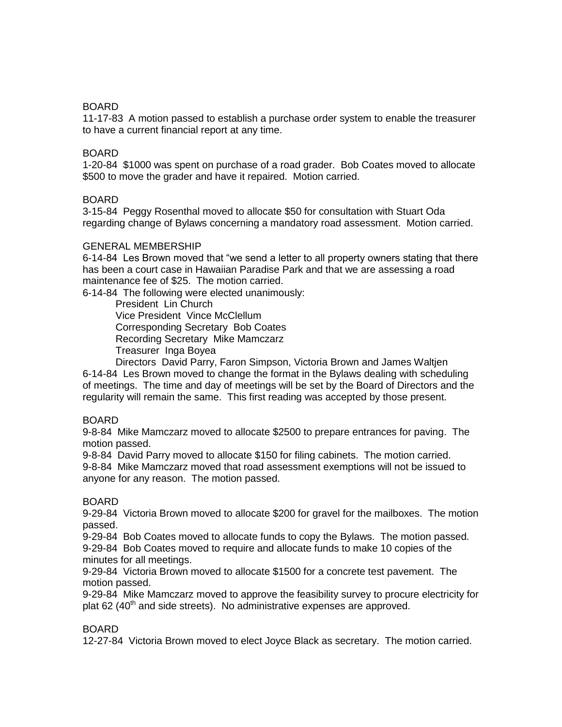BOARD

11-17-83 A motion passed to establish a purchase order system to enable the treasurer to have a current financial report at any time.

BOARD

1-20-84 $1000 was spent on purchase of a road grader. Bob Coates moved to allocate $500 to move the grader and have it repaired. Motion carried.

BOARD

3-15-84 Peggy Rosenthal moved to allocate $50 for consultation with Stuart Oda regarding change of Bylaws concerning a mandatory road assessment. Motion carried.

GENERAL MEMBERSHIP

6-14-84 Les Brown moved that "we send a letter to all property owners stating that there has been a court case in Hawaiian Paradise Park and that we are assessing a road maintenance fee of $25. The motion carried.

6-14-84 The following were elected unanimously:

President Lin Church
Vice President Vince McClellum
Corresponding Secretary Bob Coates
Recording Secretary Mike Mamczarz
Treasurer Inga Boyea
Directors David Parry, Faron Simpson, Victoria Brown and James Waltjen

6-14-84 Les Brown moved to change the format in the Bylaws dealing with scheduling of meetings. The time and day of meetings will be set by the Board of Directors and the regularity will remain the same. This first reading was accepted by those present.

BOARD

9-8-84 Mike Mamczarz moved to allocate $2500 to prepare entrances for paving. The motion passed.

9-8-84 David Parry moved to allocate $150 for filing cabinets. The motion carried.

9-8-84 Mike Mamczarz moved that road assessment exemptions will not be issued to anyone for any reason. The motion passed.

BOARD

9-29-84 Victoria Brown moved to allocate $200 for gravel for the mailboxes. The motion passed.

9-29-84 Bob Coates moved to allocate funds to copy the Bylaws. The motion passed.

9-29-84 Bob Coates moved to require and allocate funds to make 10 copies of the minutes for all meetings.

9-29-84 Victoria Brown moved to allocate $1500 for a concrete test pavement. The motion passed.

9-29-84 Mike Mamczarz moved to approve the feasibility survey to procure electricity for plat 62 (40th and side streets). No administrative expenses are approved.

BOARD

12-27-84 Victoria Brown moved to elect Joyce Black as secretary. The motion carried.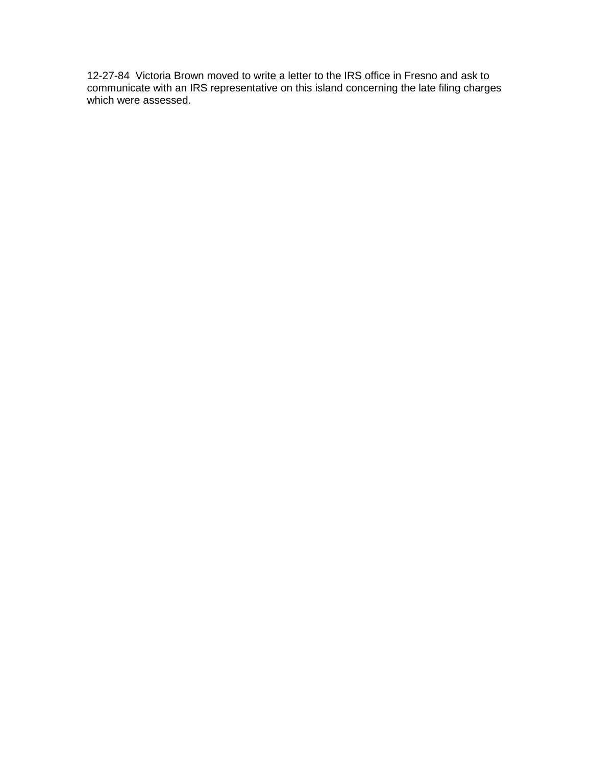12-27-84 Victoria Brown moved to write a letter to the IRS office in Fresno and ask to communicate with an IRS representative on this island concerning the late filing charges which were assessed.